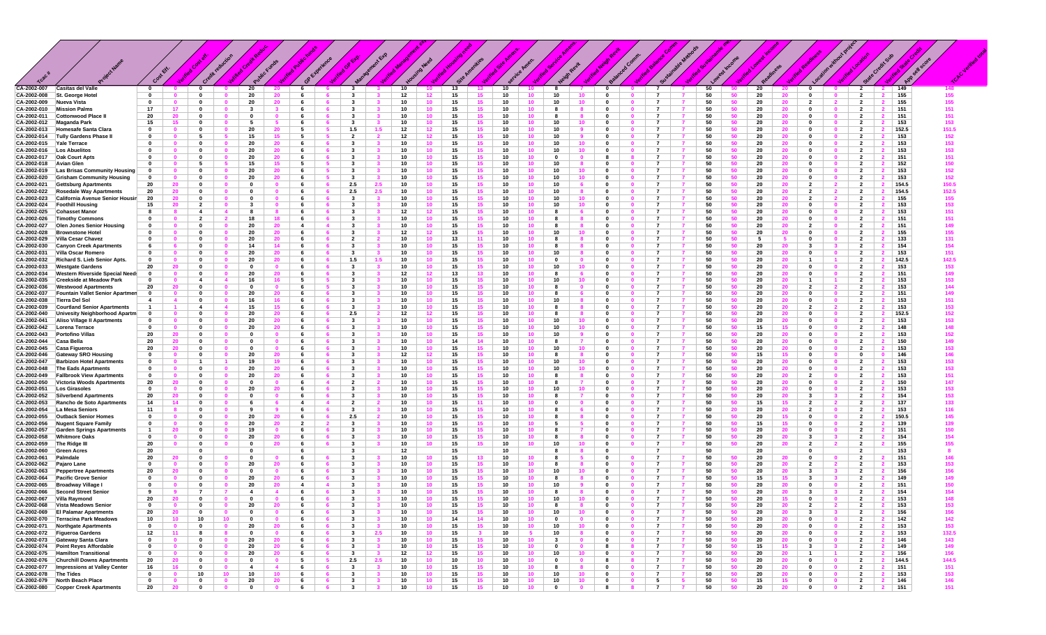| TCAC # | Project Name | Cost Eff. | Verified Cost eff. | Credit reduction | Verified Credit Reduc. | Public Funds | Verified Public Funds | GP Experience | Verified GP Exp. | Management Exp | Verified Management Exp | Housing Need | Verified Housing need | Site Amenities | Verified Site Amenities | service Amen. | Verified Service Amen. | Neigh Revit | Verified Neigh Revit | Balanced Comm. | Verified Balance Comm. | Sustainable Methods | Verified Sustainable Methods | Lowest Income | Verified Lowest Income | Readiness | Verified Readiness | Location without project | Verified Location | State Credit Sub | Verified State Credit | App self score | TCAC Verified total |
|---|---|---|---|---|---|---|---|---|---|---|---|---|---|---|---|---|---|---|---|---|---|---|---|---|---|---|---|---|---|---|---|---|---|
| CA-2002-007 | Casitas del Valle | 0 | 0 | 0 | 0 | 20 | 20 | 6 | 6 | 3 | 3 | 10 | 10 | 13 | 13 | 10 | 10 | 8 | 7 | 0 | 0 | 7 | 7 | 50 | 50 | 20 | 20 | 0 | 0 | 2 | 2 | 149 | 148 |
| CA-2002-008 | St. George Hotel | 0 | 0 | 0 | 0 | 20 | 20 | 6 | 6 | 3 | 3 | 12 | 12 | 15 | 15 | 10 | 10 | 10 | 10 | 0 | 0 | 7 | 7 | 50 | 50 | 20 | 20 | 0 | 0 | 2 | 2 | 155 | 155 |
| CA-2002-009 | Nueva Vista | 0 | 0 | 0 | 0 | 20 | 20 | 6 | 6 | 3 | 3 | 10 | 10 | 15 | 15 | 10 | 10 | 10 | 10 | 0 | 0 | 7 | 7 | 50 | 50 | 20 | 20 | 0 | 0 | 2 | 2 | 155 | 155 |
| CA-2002-010 | Mission Palms | 17 | 17 | 0 | 0 | 3 | 3 | 6 | 6 | 3 | 3 | 10 | 10 | 15 | 15 | 10 | 10 | 8 | 8 | 0 | 0 | 7 | 7 | 50 | 50 | 20 | 20 | 0 | 0 | 2 | 2 | 151 | 151 |
| CA-2002-011 | Cottonwood Place II | 20 | 20 | 0 | 0 | 0 | 0 | 6 | 6 | 3 | 3 | 10 | 10 | 15 | 15 | 10 | 10 | 8 | 8 | 0 | 0 | 7 | 7 | 50 | 50 | 20 | 20 | 0 | 0 | 2 | 2 | 151 | 151 |
| CA-2002-012 | Maganda Park | 15 | 15 | 0 | 0 | 5 | 5 | 6 | 6 | 3 | 3 | 10 | 10 | 15 | 15 | 10 | 10 | 10 | 10 | 0 | 0 | 7 | 7 | 50 | 50 | 20 | 20 | 0 | 0 | 2 | 2 | 153 | 153 |
| CA-2002-013 | Homesafe Santa Clara | 0 | 0 | 0 | 0 | 20 | 20 | 5 | 5 | 1.5 | 1.5 | 12 | 12 | 15 | 15 | 10 | 10 | 10 | 9 | 0 | 0 | 7 | 7 | 50 | 50 | 20 | 20 | 0 | 0 | 2 | 2 | 152.5 | 151.5 |
| CA-2002-014 | Tully Gardens Phase II | 0 | 0 | 5 | 5 | 15 | 15 | 5 | 5 | 2 | 2 | 12 | 12 | 15 | 15 | 10 | 10 | 10 | 9 | 0 | 0 | 7 | 7 | 50 | 50 | 20 | 20 | 0 | 0 | 2 | 2 | 153 | 152 |
| CA-2002-015 | Yale Terrace | 0 | 0 | 0 | 0 | 20 | 20 | 6 | 6 | 3 | 3 | 10 | 10 | 15 | 15 | 10 | 10 | 10 | 10 | 0 | 0 | 7 | 7 | 50 | 50 | 20 | 20 | 0 | 0 | 2 | 2 | 153 | 153 |
| CA-2002-016 | Los Abuelitos | 0 | 0 | 0 | 0 | 20 | 20 | 6 | 6 | 3 | 3 | 10 | 10 | 15 | 15 | 10 | 10 | 10 | 10 | 0 | 0 | 7 | 7 | 50 | 50 | 20 | 20 | 0 | 0 | 2 | 2 | 153 | 153 |
| CA-2002-017 | Oak Court Apts | 0 | 0 | 0 | 0 | 20 | 20 | 6 | 6 | 3 | 3 | 10 | 10 | 15 | 15 | 10 | 10 | 8 | 8 | 0 | 0 | 7 | 7 | 50 | 50 | 20 | 20 | 0 | 0 | 2 | 2 | 151 | 151 |
| CA-2002-018 | Avian Glen | 0 | 0 | 5 | 5 | 15 | 15 | 5 | 5 | 3 | 3 | 10 | 10 | 15 | 15 | 10 | 10 | 10 | 8 | 0 | 0 | 7 | 7 | 50 | 50 | 20 | 20 | 0 | 0 | 2 | 2 | 152 | 150 |
| CA-2002-019 | Las Brisas Community Housing | 0 | 0 | 0 | 0 | 20 | 20 | 6 | 6 | 3 | 3 | 10 | 10 | 15 | 15 | 10 | 10 | 10 | 10 | 0 | 0 | 7 | 7 | 50 | 50 | 20 | 20 | 0 | 0 | 2 | 2 | 153 | 152 |
| CA-2002-020 | Grisham Community Housing | 0 | 0 | 0 | 0 | 20 | 20 | 6 | 5 | 3 | 3 | 10 | 10 | 15 | 15 | 10 | 10 | 10 | 10 | 0 | 0 | 7 | 7 | 50 | 50 | 20 | 20 | 0 | 0 | 2 | 2 | 153 | 152 |
| CA-2002-021 | Gettsburg Apartments | 20 | 20 | 0 | 0 | 0 | 0 | 6 | 6 | 2.5 | 2.5 | 10 | 10 | 15 | 15 | 10 | 10 | 10 | 6 | 0 | 0 | 7 | 7 | 50 | 50 | 20 | 20 | 2 | 2 | 2 | 2 | 154.5 | 150.5 |
| CA-2002-022 | Rosedale Way Apartments | 20 | 20 | 0 | 0 | 0 | 0 | 6 | 6 | 2.5 | 2.5 | 10 | 10 | 15 | 15 | 10 | 10 | 10 | 8 | 0 | 0 | 7 | 7 | 50 | 50 | 20 | 20 | 2 | 2 | 2 | 2 | 154.5 | 152.5 |
| CA-2002-023 | California Avenue Senior Housin | 20 | 20 | 0 | 0 | 0 | 0 | 6 | 6 | 3 | 3 | 10 | 10 | 15 | 15 | 10 | 10 | 10 | 10 | 0 | 0 | 7 | 7 | 50 | 50 | 20 | 20 | 2 | 2 | 2 | 2 | 155 | 155 |
| CA-2002-024 | Foothill Housing | 15 | 20 | 2 | 0 | 3 | 0 | 6 | 6 | 3 | 3 | 10 | 10 | 15 | 15 | 10 | 10 | 10 | 10 | 0 | 0 | 7 | 7 | 50 | 50 | 20 | 20 | 0 | 0 | 2 | 2 | 153 | 153 |
| CA-2002-025 | Cohasset Manor | 8 | 8 | 4 | 4 | 8 | 8 | 6 | 6 | 3 | 3 | 12 | 12 | 15 | 15 | 10 | 10 | 8 | 6 | 0 | 0 | 7 | 7 | 50 | 50 | 20 | 20 | 0 | 0 | 2 | 2 | 153 | 151 |
| CA-2002-026 | Timothy Commons | 0 | 0 | 2 | 2 | 18 | 18 | 6 | 6 | 3 | 3 | 10 | 10 | 15 | 15 | 10 | 10 | 8 | 8 | 0 | 0 | 7 | 7 | 50 | 50 | 20 | 20 | 0 | 0 | 2 | 2 | 151 | 151 |
| CA-2002-027 | Olen Jones Senior Housing | 0 | 0 | 0 | 0 | 20 | 20 | 4 | 4 | 3 | 3 | 10 | 10 | 15 | 15 | 10 | 10 | 8 | 8 | 0 | 0 | 7 | 7 | 50 | 50 | 20 | 20 | 2 | 0 | 2 | 2 | 151 | 149 |
| CA-2002-028 | Brownstone Hotel | 0 | 0 | 0 | 0 | 20 | 20 | 6 | 6 | 3 | 3 | 12 | 12 | 15 | 15 | 10 | 10 | 10 | 10 | 0 | 0 | 7 | 7 | 50 | 50 | 20 | 20 | 0 | 0 | 2 | 2 | 155 | 155 |
| CA-2002-029 | Villa Cesar Chavez | 0 | 0 | 0 | 0 | 20 | 20 | 6 | 6 | 2 | 2 | 10 | 10 | 13 | 11 | 10 | 10 | 8 | 8 | 0 | 0 | 7 | 7 | 50 | 50 | 5 | 5 | 0 | 0 | 2 | 2 | 133 | 131 |
| CA-2002-030 | Canyon Creek Apartments | 6 | 6 | 0 | 0 | 14 | 14 | 6 | 6 | 3 | 3 | 10 | 10 | 15 | 15 | 10 | 10 | 8 | 8 | 0 | 0 | 7 | 7 | 50 | 50 | 20 | 20 | 3 | 3 | 2 | 2 | 154 | 154 |
| CA-2002-031 | Villa Oscar Romero | 0 | 0 | 0 | 0 | 20 | 20 | 6 | 6 | 3 | 3 | 10 | 10 | 15 | 15 | 10 | 10 | 10 | 8 | 0 | 0 | 7 | 7 | 50 | 50 | 20 | 20 | 0 | 0 | 2 | 2 | 153 | 151 |
| CA-2002-032 | Richard S. Lieb Senior Apts. | 0 | 0 | 0 | 0 | 20 | 20 | 6 | 6 | 1.5 | 1.5 | 10 | 10 | 15 | 15 | 10 | 10 | 0 | 0 | 0 | 0 | 7 | 7 | 50 | 50 | 20 | 20 | 1 | 1 | 2 | 2 | 142.5 | 142.5 |
| CA-2002-033 | Westgate Gardens | 20 | 20 | 0 | 0 | 0 | 0 | 6 | 6 | 3 | 3 | 10 | 10 | 15 | 15 | 10 | 10 | 10 | 10 | 0 | 0 | 7 | 7 | 50 | 50 | 20 | 20 | 0 | 0 | 2 | 2 | 153 | 153 |
| CA-2002-034 | Western Riverside Special Needs | 0 | 0 | 0 | 0 | 20 | 20 | 6 | 6 | 3 | 3 | 12 | 12 | 13 | 13 | 10 | 10 | 8 | 6 | 0 | 0 | 7 | 7 | 50 | 50 | 20 | 20 | 0 | 0 | 2 | 2 | 151 | 149 |
| CA-2002-035 | Creekside at Meadow Park | 0 | 0 | 4 | 4 | 16 | 16 | 5 | 5 | 3 | 3 | 10 | 10 | 15 | 15 | 10 | 10 | 10 | 10 | 0 | 0 | 7 | 7 | 50 | 50 | 20 | 20 | 1 | 1 | 2 | 2 | 153 | 153 |
| CA-2002-036 | Westwood Apartments | 20 | 20 | 0 | 0 | 0 | 0 | 6 | 5 | 3 | 3 | 10 | 10 | 15 | 15 | 10 | 10 | 8 | 0 | 0 | 0 | 7 | 7 | 50 | 50 | 20 | 20 | 2 | 2 | 2 | 2 | 153 | 144 |
| CA-2002-037 | Fountain Vallet Senior Apartmen | 0 | 0 | 0 | 0 | 20 | 20 | 6 | 6 | 3 | 3 | 10 | 10 | 15 | 15 | 10 | 10 | 8 | 6 | 0 | 0 | 7 | 7 | 50 | 50 | 20 | 20 | 0 | 0 | 2 | 2 | 151 | 149 |
| CA-2002-038 | Tierra Del Sol | 4 | 4 | 0 | 0 | 16 | 16 | 6 | 6 | 3 | 3 | 10 | 10 | 15 | 15 | 10 | 10 | 10 | 8 | 0 | 0 | 7 | 7 | 50 | 50 | 20 | 20 | 0 | 0 | 2 | 2 | 153 | 151 |
| CA-2002-039 | Courtland Senior Apartments | 1 | 1 | 4 | 4 | 15 | 15 | 6 | 6 | 3 | 3 | 10 | 10 | 15 | 15 | 10 | 10 | 8 | 8 | 0 | 0 | 7 | 7 | 50 | 50 | 20 | 20 | 2 | 2 | 2 | 2 | 153 | 153 |
| CA-2002-040 | Univesity Neighborhood Apartm | 0 | 0 | 0 | 0 | 20 | 20 | 6 | 6 | 2.5 | 2 | 12 | 12 | 15 | 15 | 10 | 10 | 8 | 8 | 0 | 0 | 7 | 7 | 50 | 50 | 20 | 20 | 0 | 0 | 2 | 2 | 152.5 | 152 |
| CA-2002-041 | Aliso Village II Apartments | 0 | 0 | 0 | 0 | 20 | 20 | 6 | 6 | 3 | 3 | 10 | 10 | 15 | 15 | 10 | 10 | 10 | 10 | 0 | 0 | 7 | 7 | 50 | 50 | 20 | 20 | 0 | 0 | 2 | 2 | 153 | 153 |
| CA-2002-042 | Lorena Terrace | 0 | 0 | 0 | 0 | 20 | 20 | 6 | 6 | 3 | 3 | 10 | 10 | 15 | 15 | 10 | 10 | 10 | 10 | 0 | 0 | 7 | 7 | 50 | 50 | 15 | 15 | 0 | 0 | 2 | 2 | 148 | 148 |
| CA-2002-043 | Portofino Villas | 20 | 20 | 0 | 0 | 0 | 0 | 6 | 6 | 3 | 3 | 10 | 10 | 15 | 15 | 10 | 10 | 10 | 9 | 0 | 0 | 7 | 7 | 50 | 50 | 20 | 20 | 0 | 0 | 2 | 2 | 153 | 152 |
| CA-2002-044 | Casa Bella | 20 | 20 | 0 | 0 | 0 | 0 | 6 | 6 | 3 | 3 | 10 | 10 | 14 | 14 | 10 | 10 | 8 | 7 | 0 | 0 | 7 | 7 | 50 | 50 | 20 | 20 | 0 | 0 | 2 | 2 | 150 | 149 |
| CA-2002-045 | Casa Figueroa | 20 | 20 | 0 | 0 | 0 | 0 | 6 | 6 | 3 | 3 | 10 | 10 | 15 | 15 | 10 | 10 | 10 | 10 | 0 | 0 | 7 | 7 | 50 | 50 | 20 | 20 | 0 | 0 | 2 | 2 | 153 | 153 |
| CA-2002-046 | Gateway SRO Housing | 0 | 0 | 0 | 0 | 20 | 20 | 6 | 6 | 3 | 3 | 12 | 12 | 15 | 15 | 10 | 10 | 8 | 8 | 0 | 0 | 7 | 7 | 50 | 50 | 15 | 15 | 0 | 0 | 0 | 0 | 146 | 146 |
| CA-2002-047 | Barbizon Hotel Apartments | 0 | 0 | 1 | 1 | 19 | 19 | 6 | 6 | 3 | 3 | 10 | 10 | 15 | 15 | 10 | 10 | 10 | 10 | 0 | 0 | 7 | 7 | 50 | 50 | 20 | 20 | 0 | 0 | 2 | 2 | 153 | 153 |
| CA-2002-048 | The Eads Apartments | 0 | 0 | 0 | 0 | 20 | 20 | 6 | 6 | 3 | 3 | 10 | 10 | 15 | 15 | 10 | 10 | 10 | 10 | 0 | 0 | 7 | 7 | 50 | 50 | 20 | 20 | 0 | 0 | 2 | 2 | 153 | 153 |
| CA-2002-049 | Fallbrook View Apartments | 0 | 0 | 0 | 0 | 20 | 20 | 6 | 6 | 3 | 3 | 10 | 10 | 15 | 15 | 10 | 10 | 8 | 8 | 0 | 0 | 7 | 7 | 50 | 50 | 20 | 20 | 2 | 0 | 2 | 2 | 153 | 151 |
| CA-2002-050 | Victoria Woods Apartments | 20 | 20 | 0 | 0 | 0 | 0 | 6 | 4 | 2 | 2 | 10 | 10 | 15 | 15 | 10 | 10 | 8 | 7 | 0 | 0 | 7 | 7 | 50 | 50 | 20 | 20 | 0 | 0 | 2 | 2 | 150 | 147 |
| CA-2002-051 | Los Girasoles | 0 | 0 | 0 | 0 | 20 | 20 | 6 | 6 | 3 | 3 | 10 | 10 | 15 | 15 | 10 | 10 | 10 | 10 | 0 | 0 | 7 | 7 | 50 | 50 | 20 | 20 | 0 | 0 | 2 | 2 | 153 | 153 |
| CA-2002-052 | Silverbend Apartments | 20 | 20 | 0 | 0 | 0 | 0 | 6 | 6 | 3 | 3 | 10 | 10 | 15 | 15 | 10 | 10 | 8 | 7 | 0 | 0 | 7 | 7 | 50 | 50 | 20 | 20 | 3 | 3 | 2 | 2 | 154 | 153 |
| CA-2002-053 | Rancho de Soto Apartments | 14 | 14 | 0 | 0 | 6 | 6 | 4 | 4 | 2 | 2 | 10 | 10 | 15 | 11 | 10 | 10 | 0 | 0 | 0 | 0 | 7 | 7 | 50 | 50 | 15 | 15 | 2 | 2 | 2 | 2 | 137 | 133 |
| CA-2002-054 | La Mesa Seniors | 11 | 8 | 0 | 0 | 9 | 9 | 6 | 6 | 3 | 3 | 10 | 10 | 15 | 15 | 10 | 10 | 8 | 6 | 0 | 0 | 7 | 7 | 50 | 20 | 20 | 20 | 2 | 0 | 2 | 2 | 153 | 116 |
| CA-2002-055 | Outback Senior Homes | 0 | 0 | 0 | 0 | 20 | 20 | 6 | 6 | 2.5 | 2 | 10 | 10 | 15 | 15 | 10 | 10 | 8 | 8 | 0 | 0 | 7 | 7 | 50 | 50 | 20 | 15 | 0 | 0 | 2 | 2 | 150.5 | 145 |
| CA-2002-056 | Nugent Square Family | 0 | 0 | 0 | 0 | 20 | 20 | 2 | 2 | 3 | 3 | 10 | 10 | 15 | 15 | 10 | 10 | 5 | 5 | 0 | 0 | 7 | 7 | 50 | 50 | 15 | 15 | 0 | 0 | 2 | 2 | 139 | 139 |
| CA-2002-057 | Garden Springs Apartments | 1 | 20 | 0 | 0 | 19 | 0 | 6 | 6 | 3 | 3 | 10 | 10 | 15 | 15 | 10 | 10 | 8 | 7 | 0 | 0 | 7 | 7 | 50 | 50 | 20 | 20 | 0 | 0 | 2 | 2 | 151 | 150 |
| CA-2002-058 | Whitmore Oaks | 0 | 0 | 0 | 0 | 20 | 20 | 6 | 6 | 3 | 3 | 10 | 10 | 15 | 15 | 10 | 10 | 8 | 8 | 0 | 0 | 7 | 7 | 50 | 50 | 20 | 20 | 3 | 3 | 2 | 2 | 154 | 154 |
| CA-2002-059 | The Ridge III | 20 | 0 | 0 | 0 | 0 | 0 | 6 | 6 | 3 | 3 | 10 | 10 | 15 | 15 | 10 | 10 | 10 | 10 | 0 | 0 | 7 | 7 | 50 | 50 | 20 | 20 | 2 | 2 | 2 | 2 | 155 | 156 |
| CA-2002-060 | Green Acres | 20 | | 0 | | 0 | | 6 | | 3 | | 12 | | 15 | | 10 | | 8 | 8 | 0 | | 7 | | 50 | | 20 | | 0 | | 2 | | 153 | 8 |
| CA-2002-061 | Palmdale | 20 | 20 | 0 | 0 | 0 | 0 | 6 | 6 | 3 | 3 | 10 | 10 | 15 | 13 | 10 | 10 | 8 | 5 | 0 | 0 | 7 | 7 | 50 | 50 | 20 | 20 | 0 | 0 | 2 | 2 | 151 | 146 |
| CA-2002-062 | Pajaro Lane | 0 | 0 | 0 | 0 | 20 | 20 | 6 | 6 | 3 | 3 | 10 | 10 | 15 | 15 | 10 | 10 | 8 | 8 | 0 | 0 | 7 | 7 | 50 | 50 | 20 | 20 | 2 | 2 | 2 | 2 | 151 | 151 |
| CA-2002-063 | Peppertree Apartments | 20 | 20 | 0 | 0 | 0 | 0 | 6 | 6 | 3 | 3 | 10 | 10 | 15 | 15 | 10 | 10 | 10 | 10 | 0 | 0 | 7 | 7 | 50 | 50 | 20 | 20 | 3 | 3 | 2 | 2 | 156 | 156 |
| CA-2002-064 | Pacific Grove Senior | 0 | 0 | 0 | 0 | 20 | 20 | 6 | 6 | 3 | 3 | 10 | 10 | 15 | 15 | 10 | 10 | 8 | 8 | 0 | 0 | 7 | 7 | 50 | 50 | 15 | 15 | 3 | 3 | 2 | 2 | 149 | 149 |
| CA-2002-065 | Broadway Village I | 0 | 0 | 0 | 0 | 20 | 20 | 4 | 4 | 3 | 3 | 10 | 10 | 15 | 15 | 10 | 10 | 10 | 9 | 0 | 0 | 7 | 7 | 50 | 50 | 20 | 20 | 0 | 0 | 2 | 2 | 151 | 150 |
| CA-2002-066 | Second Street Senior | 9 | 9 | 7 | 7 | 4 | 4 | 6 | 6 | 3 | 3 | 10 | 10 | 15 | 15 | 10 | 10 | 8 | 8 | 0 | 0 | 7 | 7 | 50 | 50 | 20 | 20 | 3 | 3 | 2 | 2 | 154 | 154 |
| CA-2002-067 | Villa Raymond | 20 | 20 | 0 | 0 | 0 | 0 | 6 | 6 | 3 | 3 | 10 | 10 | 15 | 15 | 10 | 10 | 10 | 10 | 0 | 0 | 7 | 7 | 50 | 50 | 20 | 15 | 0 | 0 | 2 | 2 | 153 | 148 |
| CA-2002-068 | Vista Meadows Senior | 0 | 0 | 0 | 0 | 20 | 20 | 6 | 6 | 3 | 3 | 10 | 10 | 15 | 15 | 10 | 10 | 8 | 8 | 0 | 0 | 7 | 7 | 50 | 50 | 20 | 20 | 2 | 2 | 2 | 2 | 153 | 153 |
| CA-2002-069 | El Palamar Apartments | 20 | 20 | 0 | 0 | 0 | 0 | 6 | 6 | 3 | 3 | 10 | 10 | 15 | 15 | 10 | 10 | 10 | 10 | 0 | 0 | 7 | 7 | 50 | 50 | 20 | 20 | 3 | 3 | 2 | 2 | 156 | 156 |
| CA-2002-070 | Terracina Park Meadows | 10 | 10 | 10 | 10 | 0 | 0 | 6 | 6 | 3 | 3 | 10 | 10 | 14 | 14 | 10 | 10 | 0 | 0 | 0 | 0 | 7 | 7 | 50 | 50 | 20 | 20 | 0 | 0 | 2 | 2 | 142 | 142 |
| CA-2002-071 | Northgate Apartments | 0 | 0 | 0 | 0 | 20 | 20 | 6 | 6 | 3 | 3 | 10 | 10 | 15 | 15 | 10 | 10 | 10 | 10 | 0 | 0 | 7 | 7 | 50 | 50 | 20 | 20 | 0 | 0 | 2 | 2 | 153 | 153 |
| CA-2002-072 | Figueroa Gardens | 12 | 11 | 8 | 8 | 0 | 0 | 6 | 6 | 3 | 2.5 | 10 | 10 | 15 | 3 | 10 | 5 | 10 | 8 | 0 | 0 | 7 | 7 | 50 | 50 | 20 | 20 | 0 | 0 | 2 | 2 | 153 | 132.5 |
| CA-2002-073 | Gateway Santa Clara | 0 | 0 | 0 | 0 | 20 | 20 | 6 | 6 | 3 | 3 | 10 | 10 | 15 | 15 | 10 | 10 | 3 | 0 | 0 | 0 | 7 | 7 | 50 | 50 | 20 | 20 | 0 | 0 | 2 | 2 | 146 | 143 |
| CA-2002-074 | Point Reyes Affordable | 0 | 0 | 0 | 0 | 20 | 20 | 6 | 6 | 3 | 3 | 10 | 10 | 15 | 15 | 10 | 10 | 0 | 0 | 8 | 8 | 7 | 7 | 50 | 50 | 15 | 15 | 3 | 3 | 2 | 2 | 149 | 149 |
| CA-2002-075 | Hamilton Transitional | 0 | 0 | 0 | 0 | 20 | 20 | 6 | 6 | 3 | 3 | 12 | 12 | 15 | 15 | 10 | 10 | 10 | 10 | 0 | 0 | 7 | 7 | 50 | 50 | 20 | 20 | 1 | 1 | 2 | 2 | 156 | 156 |
| CA-2002-076 | Churchill Downs Apartments | 20 | 20 | 0 | 0 | 0 | 0 | 5 | 5 | 2.5 | 2.5 | 10 | 10 | 10 | 10 | 10 | 10 | 0 | 0 | 8 | 8 | 7 | 7 | 50 | 50 | 20 | 20 | 0 | 0 | 2 | 2 | 144.5 | 144.5 |
| CA-2002-077 | Impressions at Valley Center | 16 | 16 | 0 | 0 | 4 | 4 | 6 | 6 | 3 | 3 | 10 | 10 | 15 | 15 | 10 | 10 | 8 | 8 | 0 | 0 | 7 | 7 | 50 | 50 | 20 | 20 | 0 | 0 | 2 | 2 | 151 | 151 |
| CA-2002-078 | The Tides | 0 | 0 | 10 | 10 | 10 | 10 | 6 | 6 | 3 | 3 | 10 | 10 | 15 | 15 | 10 | 10 | 10 | 10 | 0 | 0 | 7 | 7 | 50 | 50 | 20 | 20 | 0 | 0 | 2 | 2 | 153 | 153 |
| CA-2002-079 | North Beach Place | 0 | 0 | 0 | 0 | 20 | 20 | 6 | 6 | 3 | 3 | 10 | 10 | 15 | 15 | 10 | 10 | 10 | 10 | 0 | 0 | 5 | 5 | 50 | 50 | 15 | 15 | 0 | 0 | 2 | 2 | 146 | 146 |
| CA-2002-080 | Copper Creek Apartments | 20 | 20 | 0 | 0 | 0 | 0 | 6 | 6 | 3 | 3 | 10 | 10 | 15 | 15 | 10 | 10 | 0 | 0 | 8 | 8 | 7 | 7 | 50 | 50 | 20 | 20 | 0 | 0 | 2 | 2 | 151 | 151 |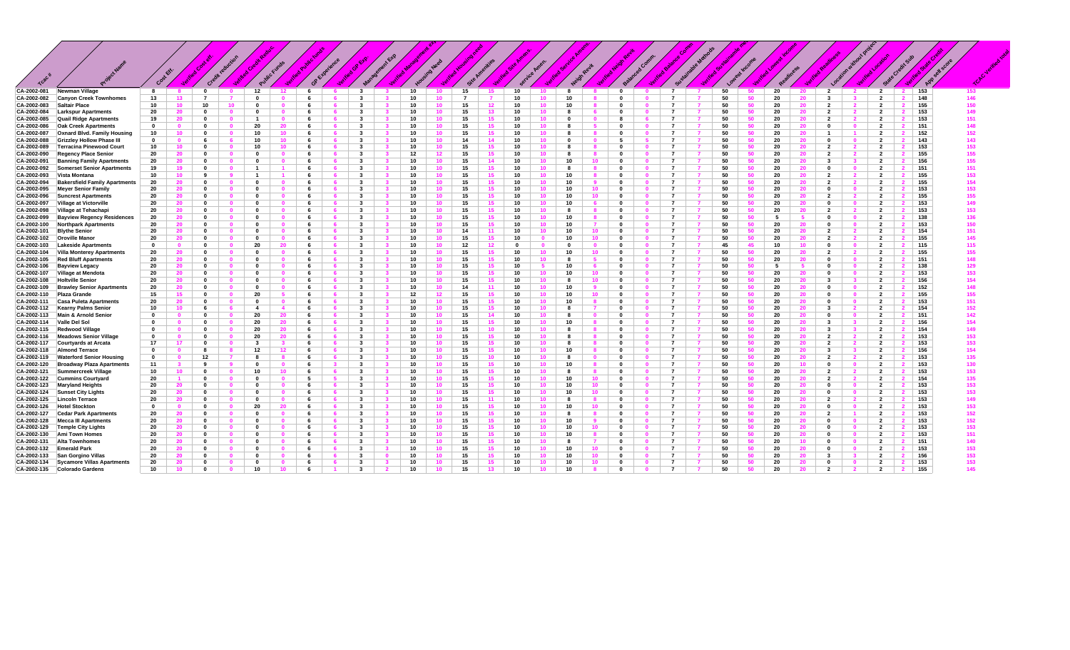| TCAC # | Project Name | Cost Eff. | Verified Cost eff. | Credit reduction | Verified Credit Reduc. | Public Funds | Verified Public funds | GP Experience | Verified GP Exp. | Management Exp | Verified Management exp | Housing Need | Verified Housing need | Site Amenities | Verified Site Amenities | Service Amen. | Verified Service Amens | Neigh Revit | Verified Neigh Revit | Balanced Comm. | Verified Balance Comm | Sustainable Methods | Verified Sustainable methods | Lowest Income | Verified Lowest income | Readiness | Verified Readiness | Location without project | Verified Location | State Credit Sub | Verified State Credit | App self score | TCAC Verified total |
|---|---|---|---|---|---|---|---|---|---|---|---|---|---|---|---|---|---|---|---|---|---|---|---|---|---|---|---|---|---|---|---|---|---|
| CA-2002-081 | Newman Village | 8 | 8 | 0 | 0 | 12 | 12 | 6 | 6 | 3 | 3 | 10 | 10 | 15 | 15 | 10 | 10 | 8 | 8 | 0 | 0 | 7 | 7 | 50 | 50 | 20 | 20 | 2 | 2 | 2 | 2 | 153 | 153 |
| CA-2002-082 | Canyon Creek Townhomes | 13 | 13 | 7 | 7 | 0 | 0 | 6 | 6 | 3 | 3 | 10 | 10 | 7 | 7 | 10 | 10 | 10 | 8 | 0 | 0 | 7 | 7 | 50 | 50 | 20 | 20 | 3 | 3 | 2 | 2 | 148 | 146 |
| CA-2002-083 | Saltair Place | 10 | 10 | 10 | 10 | 0 | 0 | 6 | 6 | 3 | 3 | 10 | 10 | 15 | 12 | 10 | 10 | 10 | 8 | 0 | 0 | 7 | 7 | 50 | 50 | 20 | 20 | 2 | 2 | 2 | 2 | 155 | 150 |
| CA-2002-084 | Larkspur Apartments | 20 | 20 | 0 | 0 | 0 | 0 | 6 | 6 | 3 | 3 | 10 | 10 | 15 | 13 | 10 | 10 | 8 | 6 | 0 | 0 | 7 | 7 | 50 | 50 | 20 | 20 | 2 | 2 | 2 | 2 | 153 | 149 |
| CA-2002-085 | Quail Ridge Apartments | 19 | 20 | 0 | 0 | 1 | 0 | 6 | 6 | 3 | 3 | 10 | 10 | 15 | 15 | 10 | 10 | 0 | 0 | 8 | 6 | 7 | 7 | 50 | 50 | 20 | 20 | 2 | 2 | 2 | 2 | 153 | 151 |
| CA-2002-086 | Oak Creek Apartments | 0 | 0 | 0 | 0 | 20 | 20 | 6 | 6 | 3 | 3 | 10 | 10 | 15 | 15 | 10 | 10 | 8 | 5 | 0 | 0 | 7 | 7 | 50 | 50 | 20 | 20 | 0 | 0 | 2 | 2 | 151 | 148 |
| CA-2002-087 | Oxnard Blvd. Family Housing | 10 | 10 | 0 | 0 | 10 | 10 | 6 | 6 | 3 | 3 | 10 | 10 | 15 | 15 | 10 | 10 | 8 | 8 | 0 | 0 | 7 | 7 | 50 | 50 | 20 | 20 | 1 | 1 | 2 | 2 | 152 | 152 |
| CA-2002-088 | Grizzley Hollow Phase III | 0 | 0 | 6 | 6 | 10 | 10 | 6 | 6 | 3 | 3 | 10 | 10 | 14 | 14 | 10 | 10 | 0 | 0 | 5 | 5 | 7 | 7 | 50 | 50 | 20 | 20 | 0 | 0 | 2 | 2 | 143 | 143 |
| CA-2002-089 | Terracina Pinewood Court | 10 | 10 | 0 | 0 | 10 | 10 | 6 | 6 | 3 | 3 | 10 | 10 | 15 | 15 | 10 | 10 | 8 | 8 | 0 | 0 | 7 | 7 | 50 | 50 | 20 | 20 | 2 | 2 | 2 | 2 | 153 | 153 |
| CA-2002-090 | Regency Place Senior | 20 | 20 | 0 | 0 | 0 | 0 | 6 | 6 | 3 | 3 | 12 | 12 | 15 | 15 | 10 | 10 | 8 | 8 | 0 | 0 | 7 | 7 | 50 | 50 | 20 | 20 | 2 | 2 | 2 | 2 | 155 | 155 |
| CA-2002-091 | Banning Family Apartments | 20 | 20 | 0 | 0 | 0 | 0 | 6 | 6 | 3 | 3 | 10 | 10 | 15 | 14 | 10 | 10 | 10 | 10 | 0 | 0 | 7 | 7 | 50 | 50 | 20 | 20 | 3 | 3 | 2 | 2 | 156 | 155 |
| CA-2002-092 | Somerset Senior Apartments | 19 | 19 | 0 | 0 | 1 | 1 | 6 | 6 | 3 | 3 | 10 | 10 | 15 | 15 | 10 | 10 | 8 | 8 | 0 | 0 | 7 | 7 | 50 | 50 | 20 | 20 | 0 | 0 | 2 | 2 | 151 | 151 |
| CA-2002-093 | Vista Montana | 10 | 10 | 9 | 9 | 1 | 1 | 6 | 6 | 3 | 3 | 10 | 10 | 15 | 15 | 10 | 10 | 10 | 8 | 0 | 0 | 7 | 7 | 50 | 50 | 20 | 20 | 2 | 2 | 2 | 2 | 155 | 153 |
| CA-2002-094 | Bakersfield Family Apartments | 20 | 20 | 0 | 0 | 0 | 0 | 6 | 6 | 3 | 3 | 10 | 10 | 15 | 15 | 10 | 10 | 10 | 9 | 0 | 0 | 7 | 7 | 50 | 50 | 20 | 20 | 2 | 2 | 2 | 2 | 155 | 154 |
| CA-2002-095 | Meyer Senior Family | 20 | 20 | 0 | 0 | 0 | 0 | 6 | 6 | 3 | 3 | 10 | 10 | 15 | 15 | 10 | 10 | 10 | 10 | 0 | 0 | 7 | 7 | 50 | 50 | 20 | 20 | 0 | 0 | 2 | 2 | 153 | 153 |
| CA-2002-096 | Suncrest Apartments | 20 | 20 | 0 | 0 | 0 | 0 | 6 | 6 | 3 | 3 | 10 | 10 | 15 | 15 | 10 | 10 | 10 | 10 | 0 | 0 | 7 | 7 | 50 | 50 | 20 | 20 | 2 | 2 | 2 | 2 | 155 | 155 |
| CA-2002-097 | Village at Victorville | 20 | 20 | 0 | 0 | 0 | 0 | 6 | 6 | 3 | 3 | 10 | 10 | 15 | 15 | 10 | 10 | 10 | 6 | 0 | 0 | 7 | 7 | 50 | 50 | 20 | 20 | 0 | 0 | 2 | 2 | 153 | 149 |
| CA-2002-098 | Village at Tehachapi | 20 | 20 | 0 | 0 | 0 | 0 | 6 | 6 | 3 | 3 | 10 | 10 | 15 | 15 | 10 | 10 | 8 | 8 | 0 | 0 | 7 | 7 | 50 | 50 | 20 | 20 | 2 | 2 | 2 | 2 | 153 | 153 |
| CA-2002-099 | Bayview Regency Residences | 20 | 20 | 0 | 0 | 0 | 0 | 6 | 6 | 3 | 3 | 10 | 10 | 15 | 15 | 10 | 10 | 10 | 8 | 0 | 0 | 7 | 7 | 50 | 50 | 5 | 5 | 0 | 0 | 2 | 2 | 138 | 136 |
| CA-2002-100 | Northpark Apartments | 20 | 20 | 0 | 0 | 0 | 0 | 6 | 6 | 3 | 3 | 10 | 10 | 15 | 15 | 10 | 10 | 10 | 7 | 0 | 0 | 7 | 7 | 50 | 50 | 20 | 20 | 0 | 0 | 2 | 2 | 153 | 150 |
| CA-2002-101 | Blythe Senior | 20 | 20 | 0 | 0 | 0 | 0 | 6 | 6 | 3 | 3 | 10 | 10 | 14 | 11 | 10 | 10 | 10 | 10 | 0 | 0 | 7 | 7 | 50 | 50 | 20 | 20 | 2 | 2 | 2 | 2 | 154 | 151 |
| CA-2002-102 | Oroville Manor | 20 | 20 | 0 | 0 | 0 | 0 | 6 | 6 | 3 | 3 | 10 | 10 | 15 | 15 | 10 | 0 | 10 | 10 | 0 | 0 | 7 | 7 | 50 | 50 | 20 | 20 | 2 | 2 | 2 | 2 | 155 | 145 |
| CA-2002-103 | Lakeside Apartments | 0 | 0 | 0 | 0 | 20 | 20 | 6 | 6 | 3 | 3 | 10 | 10 | 12 | 12 | 0 | 0 | 0 | 0 | 0 | 0 | 7 | 7 | 45 | 45 | 10 | 10 | 0 | 0 | 2 | 2 | 115 | 115 |
| CA-2002-104 | Villa Monterey Apartments | 20 | 20 | 0 | 0 | 0 | 0 | 6 | 6 | 3 | 3 | 10 | 10 | 15 | 15 | 10 | 10 | 10 | 10 | 0 | 0 | 7 | 7 | 50 | 50 | 20 | 20 | 2 | 2 | 2 | 2 | 155 | 155 |
| CA-2002-105 | Red Bluff Apartments | 20 | 20 | 0 | 0 | 0 | 0 | 6 | 6 | 3 | 3 | 10 | 10 | 15 | 15 | 10 | 10 | 8 | 5 | 0 | 0 | 7 | 7 | 50 | 50 | 20 | 20 | 0 | 0 | 2 | 2 | 151 | 148 |
| CA-2002-106 | Bayview Legacy | 20 | 20 | 0 | 0 | 0 | 0 | 6 | 6 | 3 | 3 | 10 | 10 | 15 | 15 | 10 | 5 | 10 | 6 | 0 | 0 | 7 | 7 | 50 | 50 | 5 | 5 | 0 | 0 | 2 | 2 | 138 | 129 |
| CA-2002-107 | Village at Mendota | 20 | 20 | 0 | 0 | 0 | 0 | 6 | 6 | 3 | 3 | 10 | 10 | 15 | 15 | 10 | 10 | 10 | 10 | 0 | 0 | 7 | 7 | 50 | 50 | 20 | 20 | 0 | 0 | 2 | 2 | 153 | 153 |
| CA-2002-108 | Holtville Senior | 20 | 20 | 0 | 0 | 0 | 0 | 6 | 6 | 3 | 3 | 10 | 10 | 15 | 15 | 10 | 10 | 8 | 10 | 0 | 0 | 7 | 7 | 50 | 50 | 20 | 20 | 3 | 3 | 2 | 2 | 156 | 154 |
| CA-2002-109 | Brawley Senior Apartments | 20 | 20 | 0 | 0 | 0 | 0 | 6 | 6 | 3 | 3 | 10 | 10 | 14 | 11 | 10 | 10 | 10 | 9 | 0 | 0 | 7 | 7 | 50 | 50 | 20 | 20 | 0 | 0 | 2 | 2 | 152 | 148 |
| CA-2002-110 | Plaza Grande | 15 | 15 | 0 | 0 | 20 | 5 | 6 | 6 | 3 | 3 | 12 | 12 | 15 | 15 | 10 | 10 | 10 | 10 | 0 | 0 | 7 | 7 | 50 | 50 | 20 | 20 | 0 | 0 | 2 | 2 | 155 | 155 |
| CA-2002-111 | Casa Puleta Apartments | 20 | 20 | 0 | 0 | 0 | 0 | 6 | 6 | 3 | 3 | 10 | 10 | 15 | 15 | 10 | 10 | 10 | 8 | 0 | 0 | 7 | 7 | 50 | 50 | 20 | 20 | 0 | 0 | 2 | 2 | 153 | 151 |
| CA-2002-112 | Kearny Palms Senior | 10 | 10 | 6 | 6 | 4 | 4 | 6 | 6 | 3 | 3 | 10 | 10 | 15 | 15 | 10 | 10 | 8 | 7 | 0 | 0 | 7 | 7 | 50 | 50 | 20 | 20 | 3 | 2 | 2 | 2 | 154 | 152 |
| CA-2002-113 | Main & Arnold Senior | 0 | 0 | 0 | 0 | 20 | 20 | 6 | 6 | 3 | 3 | 10 | 10 | 15 | 14 | 10 | 10 | 8 | 0 | 0 | 0 | 7 | 7 | 50 | 50 | 20 | 20 | 0 | 0 | 2 | 2 | 151 | 142 |
| CA-2002-114 | Valle Del Sol | 0 | 0 | 0 | 0 | 20 | 20 | 6 | 6 | 3 | 3 | 10 | 10 | 15 | 15 | 10 | 10 | 10 | 8 | 0 | 0 | 7 | 7 | 50 | 50 | 20 | 20 | 3 | 3 | 2 | 2 | 156 | 154 |
| CA-2002-115 | Redwood Village | 0 | 0 | 0 | 0 | 20 | 20 | 6 | 6 | 3 | 3 | 10 | 10 | 15 | 10 | 10 | 10 | 8 | 8 | 0 | 0 | 7 | 7 | 50 | 50 | 20 | 20 | 3 | 3 | 2 | 2 | 154 | 149 |
| CA-2002-116 | Meadows Senior Village | 0 | 0 | 0 | 0 | 20 | 20 | 6 | 6 | 3 | 3 | 10 | 10 | 15 | 15 | 10 | 10 | 8 | 8 | 0 | 0 | 7 | 7 | 50 | 50 | 20 | 20 | 2 | 2 | 2 | 2 | 153 | 153 |
| CA-2002-117 | Courtyards at Arcata | 17 | 17 | 0 | 0 | 3 | 3 | 6 | 6 | 3 | 3 | 10 | 10 | 15 | 15 | 10 | 10 | 8 | 8 | 0 | 0 | 7 | 7 | 50 | 50 | 20 | 20 | 2 | 2 | 2 | 2 | 153 | 153 |
| CA-2002-118 | Almond Terrace | 0 | 0 | 8 | 8 | 12 | 12 | 6 | 6 | 3 | 3 | 10 | 10 | 15 | 15 | 10 | 10 | 10 | 8 | 0 | 0 | 7 | 7 | 50 | 50 | 20 | 20 | 3 | 3 | 2 | 2 | 156 | 154 |
| CA-2002-119 | Waterford Senior Housing | 0 | 0 | 12 | 7 | 8 | 8 | 6 | 6 | 3 | 3 | 10 | 10 | 15 | 10 | 10 | 10 | 8 | 0 | 0 | 0 | 7 | 7 | 50 | 50 | 20 | 20 | 2 | 2 | 2 | 2 | 153 | 135 |
| CA-2002-120 | Broadway Plaza Apartments | 11 | 3 | 9 | 9 | 0 | 0 | 6 | 3 | 3 | 3 | 10 | 10 | 15 | 15 | 10 | 10 | 10 | 8 | 0 | 0 | 7 | 7 | 50 | 50 | 20 | 10 | 0 | 0 | 2 | 2 | 153 | 130 |
| CA-2002-121 | Summercreek Village | 10 | 10 | 0 | 0 | 10 | 10 | 6 | 6 | 3 | 3 | 10 | 10 | 15 | 15 | 10 | 10 | 8 | 8 | 0 | 0 | 7 | 7 | 50 | 50 | 20 | 20 | 2 | 2 | 2 | 2 | 153 | 153 |
| CA-2002-122 | Cummins Courtyard | 20 | 1 | 0 | 0 | 0 | 0 | 5 | 5 | 3 | 3 | 10 | 10 | 15 | 15 | 10 | 10 | 10 | 10 | 0 | 0 | 7 | 7 | 50 | 50 | 20 | 20 | 2 | 2 | 2 | 2 | 154 | 135 |
| CA-2002-123 | Maryland Heights | 20 | 20 | 0 | 0 | 0 | 0 | 6 | 6 | 3 | 3 | 10 | 10 | 15 | 15 | 10 | 10 | 10 | 10 | 0 | 0 | 7 | 7 | 50 | 50 | 20 | 20 | 0 | 0 | 2 | 2 | 153 | 153 |
| CA-2002-124 | Sunset City Lights | 20 | 20 | 0 | 0 | 0 | 0 | 6 | 6 | 3 | 3 | 10 | 10 | 15 | 15 | 10 | 10 | 10 | 10 | 0 | 0 | 7 | 7 | 50 | 50 | 20 | 20 | 0 | 0 | 2 | 2 | 153 | 153 |
| CA-2002-125 | Lincoln Terrace | 20 | 20 | 0 | 0 | 0 | 0 | 6 | 6 | 3 | 3 | 10 | 10 | 15 | 11 | 10 | 10 | 8 | 8 | 0 | 0 | 7 | 7 | 50 | 50 | 20 | 20 | 2 | 2 | 2 | 2 | 153 | 149 |
| CA-2002-126 | Hotel Stockton | 0 | 0 | 0 | 0 | 20 | 20 | 6 | 6 | 3 | 3 | 10 | 10 | 15 | 15 | 10 | 10 | 10 | 10 | 0 | 0 | 7 | 7 | 50 | 50 | 20 | 20 | 0 | 0 | 2 | 2 | 153 | 153 |
| CA-2002-127 | Cedar Park Apartments | 20 | 20 | 0 | 0 | 0 | 0 | 6 | 6 | 3 | 3 | 10 | 10 | 15 | 15 | 10 | 10 | 8 | 8 | 0 | 0 | 7 | 7 | 50 | 50 | 20 | 20 | 2 | 1 | 2 | 2 | 153 | 152 |
| CA-2002-128 | Mecca II Apartments | 20 | 20 | 0 | 0 | 0 | 0 | 6 | 6 | 3 | 3 | 10 | 10 | 15 | 15 | 10 | 10 | 10 | 9 | 0 | 0 | 7 | 7 | 50 | 50 | 20 | 20 | 0 | 0 | 2 | 2 | 153 | 152 |
| CA-2002-129 | Temple City Lights | 20 | 20 | 0 | 0 | 0 | 0 | 6 | 6 | 3 | 3 | 10 | 10 | 15 | 15 | 10 | 10 | 10 | 10 | 0 | 0 | 7 | 7 | 50 | 50 | 20 | 20 | 0 | 0 | 2 | 2 | 153 | 153 |
| CA-2002-130 | Ami Town Homes | 20 | 20 | 0 | 0 | 0 | 0 | 6 | 6 | 3 | 3 | 10 | 10 | 15 | 15 | 10 | 10 | 10 | 8 | 0 | 0 | 7 | 7 | 50 | 50 | 20 | 20 | 0 | 0 | 2 | 2 | 153 | 151 |
| CA-2002-131 | Alta Townhomes | 20 | 20 | 0 | 0 | 0 | 0 | 6 | 6 | 3 | 3 | 10 | 10 | 15 | 15 | 10 | 10 | 8 | 7 | 0 | 0 | 7 | 7 | 50 | 50 | 20 | 10 | 0 | 0 | 2 | 2 | 151 | 140 |
| CA-2002-132 | Emerald Park | 20 | 20 | 0 | 0 | 0 | 0 | 6 | 6 | 3 | 3 | 10 | 10 | 15 | 15 | 10 | 10 | 10 | 10 | 0 | 0 | 7 | 7 | 50 | 50 | 20 | 20 | 0 | 0 | 2 | 2 | 153 | 153 |
| CA-2002-133 | San Gorgino Villas | 20 | 20 | 0 | 0 | 0 | 0 | 6 | 6 | 3 | 0 | 10 | 10 | 15 | 15 | 10 | 10 | 10 | 10 | 0 | 0 | 7 | 7 | 50 | 50 | 20 | 20 | 3 | 3 | 2 | 2 | 156 | 153 |
| CA-2002-134 | Sycamore Villas Apartments | 20 | 20 | 0 | 0 | 0 | 0 | 6 | 6 | 3 | 3 | 10 | 10 | 15 | 15 | 10 | 10 | 10 | 10 | 0 | 0 | 7 | 7 | 50 | 50 | 20 | 20 | 0 | 0 | 2 | 2 | 153 | 153 |
| CA-2002-135 | Colorado Gardens | 10 | 10 | 0 | 0 | 10 | 10 | 6 | 1 | 3 | 2 | 10 | 10 | 15 | 13 | 10 | 10 | 10 | 8 | 0 | 0 | 7 | 7 | 50 | 50 | 20 | 20 | 2 | 2 | 2 | 2 | 155 | 145 |